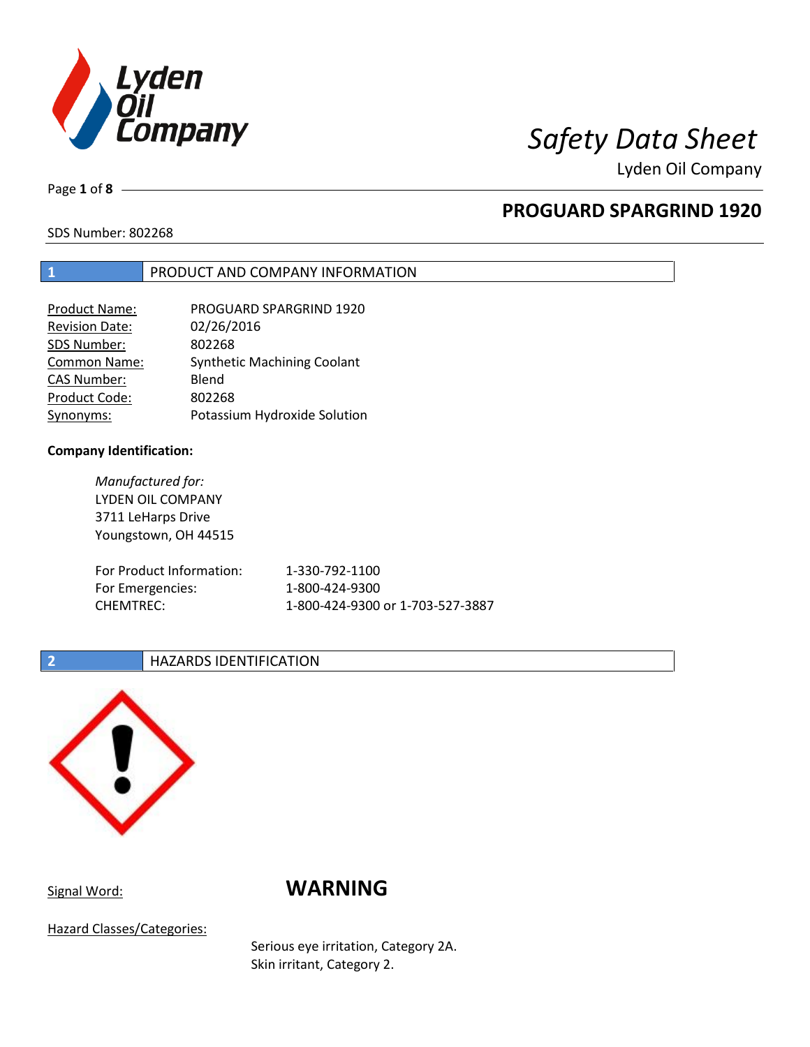# Safety Data Sheet

Lyden Oil Company

## PROGUARD SPARGRIND 1920

SDS Number: 802268

## 1 PRODUCT AND COMPANY INFORMATION

| | |
|---|---|
| Product Name: | PROGUARD SPARGRIND 1920 |
| Revision Date: | 02/26/2016 |
| SDS Number: | 802268 |
| Common Name: | Synthetic Machining Coolant |
| CAS Number: | Blend |
| Product Code: | 802268 |
| Synonyms: | Potassium Hydroxide Solution |

**Company Identification:**

*Manufactured for:*
LYDEN OIL COMPANY
3711 LeHarps Drive
Youngstown, OH 44515

| | |
|---|---|
| For Product Information: | 1-330-792-1100 |
| For Emergencies: | 1-800-424-9300 |
| CHEMTREC: | 1-800-424-9300 or 1-703-527-3887 |

## 2 HAZARDS IDENTIFICATION

Signal Word: **WARNING**

Hazard Classes/Categories:

Serious eye irritation, Category 2A.
Skin irritant, Category 2.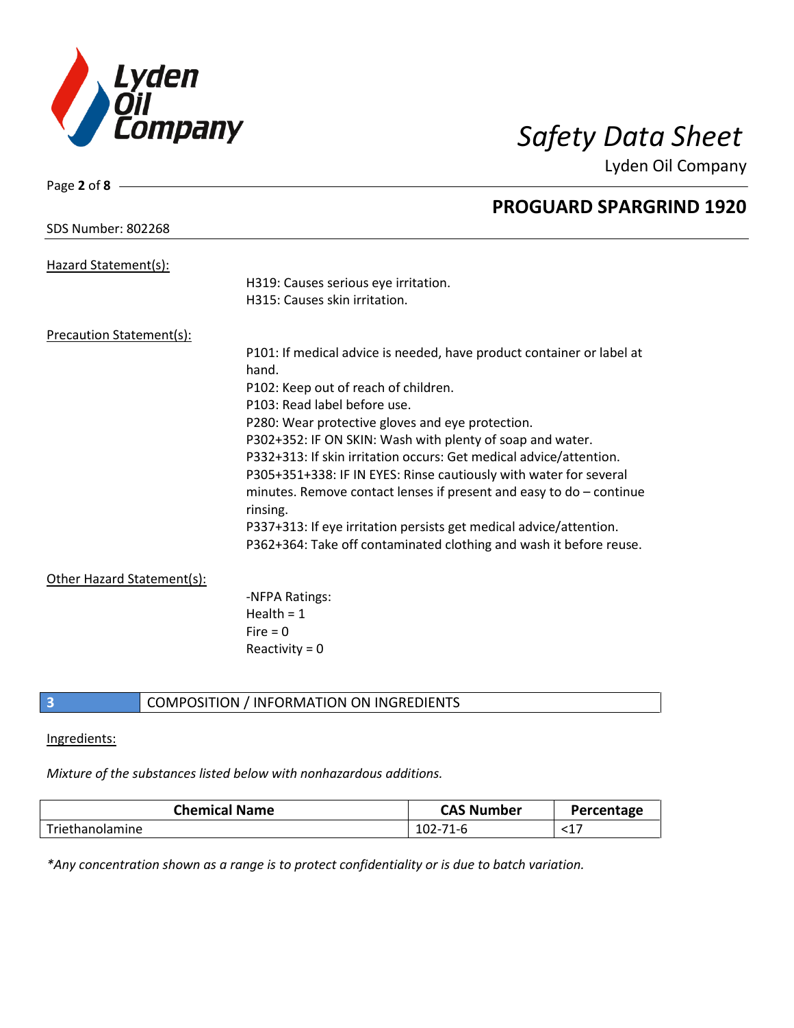Hazard Statement(s):

H319: Causes serious eye irritation.
H315: Causes skin irritation.

Precaution Statement(s):

P101: If medical advice is needed, have product container or label at hand.
P102: Keep out of reach of children.
P103: Read label before use.
P280: Wear protective gloves and eye protection.
P302+352: IF ON SKIN: Wash with plenty of soap and water.
P332+313: If skin irritation occurs: Get medical advice/attention.
P305+351+338: IF IN EYES: Rinse cautiously with water for several minutes. Remove contact lenses if present and easy to do – continue rinsing.
P337+313: If eye irritation persists get medical advice/attention.
P362+364: Take off contaminated clothing and wash it before reuse.

Other Hazard Statement(s):

-NFPA Ratings:
Health = 1
Fire = 0
Reactivity = 0

## 3 COMPOSITION / INFORMATION ON INGREDIENTS

Ingredients:

*Mixture of the substances listed below with nonhazardous additions.*

| Chemical Name | CAS Number | Percentage |
|---|---|---|
| Triethanolamine | 102-71-6 | <17 |

*\*Any concentration shown as a range is to protect confidentiality or is due to batch variation.*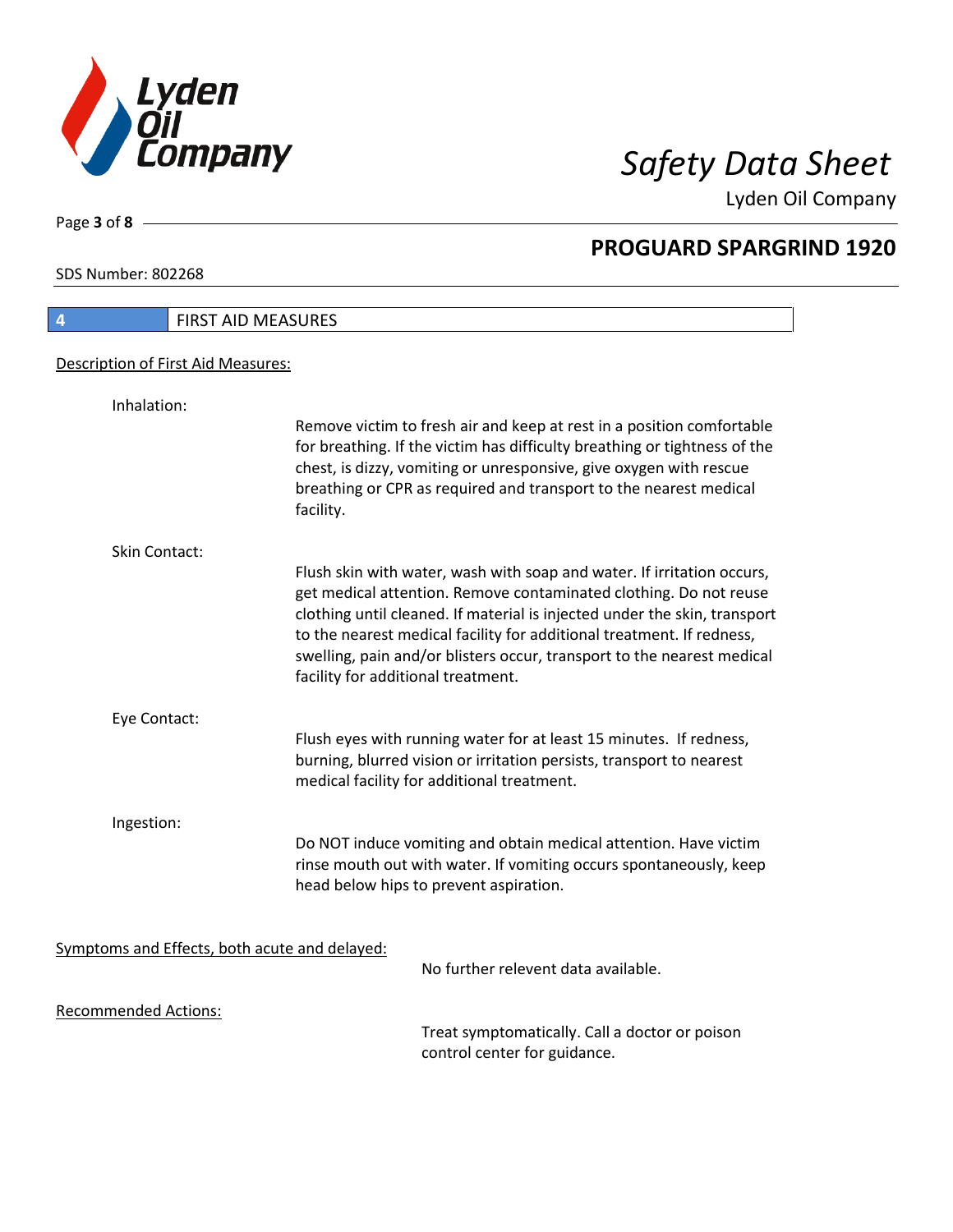## 4 FIRST AID MEASURES

Description of First Aid Measures:

Inhalation:

Remove victim to fresh air and keep at rest in a position comfortable for breathing. If the victim has difficulty breathing or tightness of the chest, is dizzy, vomiting or unresponsive, give oxygen with rescue breathing or CPR as required and transport to the nearest medical facility.

Skin Contact:

Flush skin with water, wash with soap and water. If irritation occurs, get medical attention. Remove contaminated clothing. Do not reuse clothing until cleaned. If material is injected under the skin, transport to the nearest medical facility for additional treatment. If redness, swelling, pain and/or blisters occur, transport to the nearest medical facility for additional treatment.

Eye Contact:

Flush eyes with running water for at least 15 minutes. If redness, burning, blurred vision or irritation persists, transport to nearest medical facility for additional treatment.

Ingestion:

Do NOT induce vomiting and obtain medical attention. Have victim rinse mouth out with water. If vomiting occurs spontaneously, keep head below hips to prevent aspiration.

Symptoms and Effects, both acute and delayed:

No further relevent data available.

Recommended Actions:

Treat symptomatically. Call a doctor or poison control center for guidance.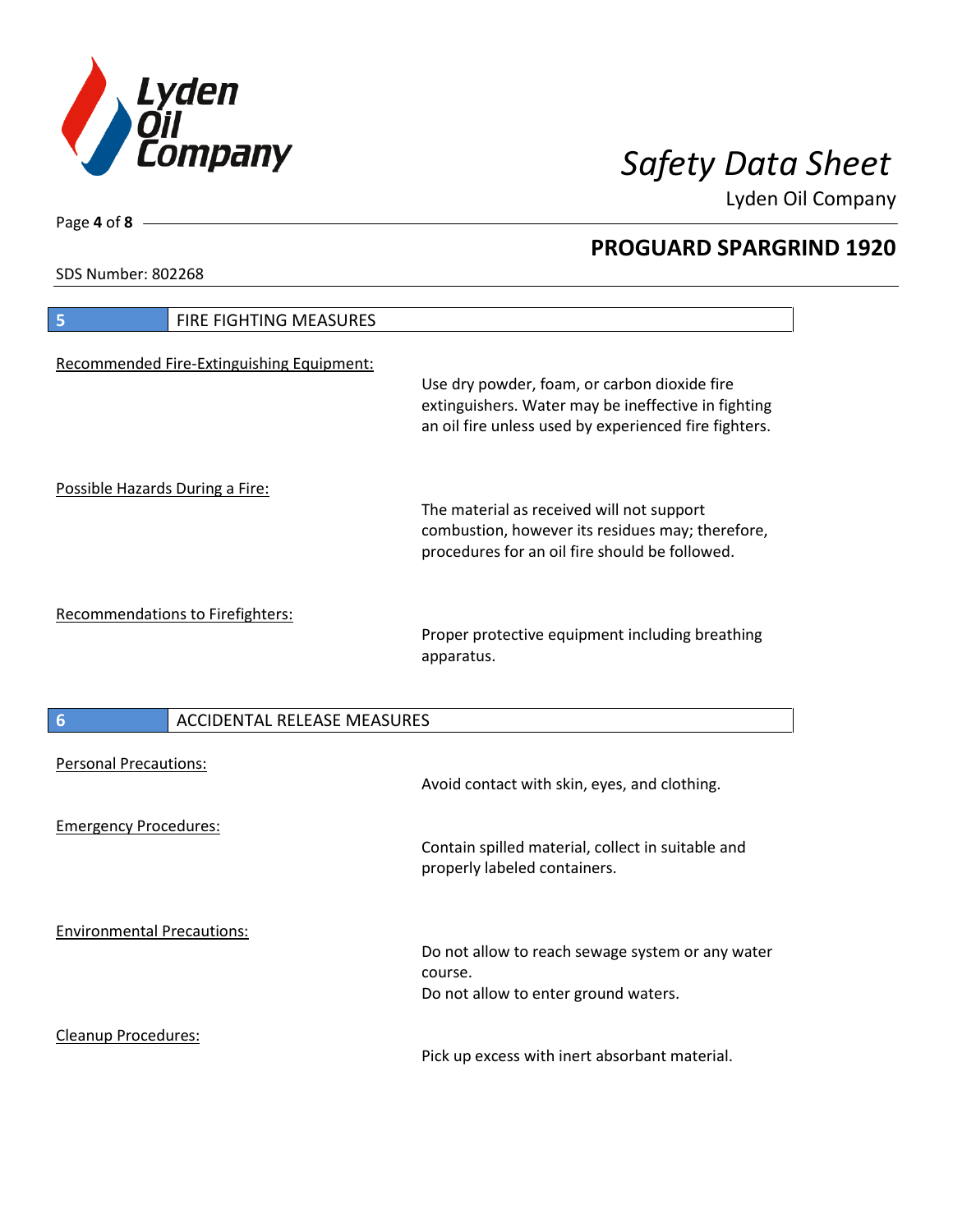## 5 FIRE FIGHTING MEASURES

Recommended Fire-Extinguishing Equipment:

Use dry powder, foam, or carbon dioxide fire extinguishers. Water may be ineffective in fighting an oil fire unless used by experienced fire fighters.

Possible Hazards During a Fire:

The material as received will not support combustion, however its residues may; therefore, procedures for an oil fire should be followed.

Recommendations to Firefighters:

Proper protective equipment including breathing apparatus.

## 6 ACCIDENTAL RELEASE MEASURES

Personal Precautions:

Avoid contact with skin, eyes, and clothing.

Emergency Procedures:

Contain spilled material, collect in suitable and properly labeled containers.

Environmental Precautions:

Do not allow to reach sewage system or any water course.
Do not allow to enter ground waters.

Cleanup Procedures:

Pick up excess with inert absorbant material.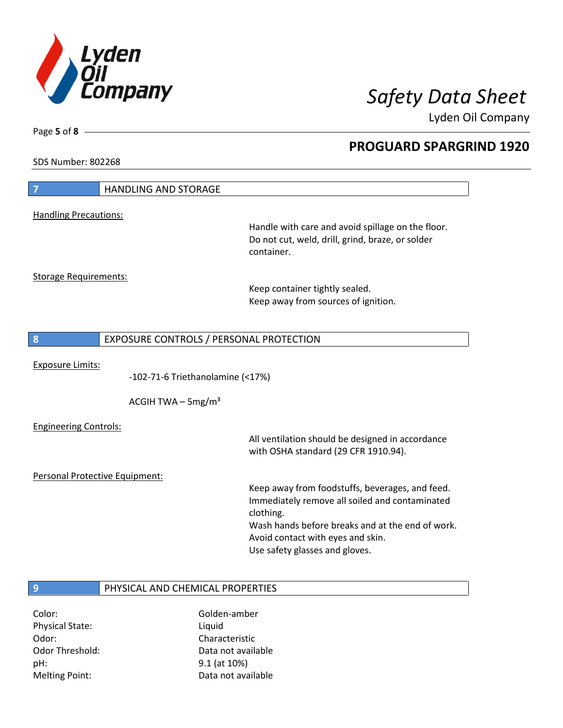## 7 HANDLING AND STORAGE

Handling Precautions:

Handle with care and avoid spillage on the floor.
Do not cut, weld, drill, grind, braze, or solder container.

Storage Requirements:

Keep container tightly sealed.
Keep away from sources of ignition.

## 8 EXPOSURE CONTROLS / PERSONAL PROTECTION

Exposure Limits:

-102-71-6 Triethanolamine (<17%)

ACGIH TWA – 5mg/m³

Engineering Controls:

All ventilation should be designed in accordance with OSHA standard (29 CFR 1910.94).

Personal Protective Equipment:

Keep away from foodstuffs, beverages, and feed.
Immediately remove all soiled and contaminated clothing.
Wash hands before breaks and at the end of work.
Avoid contact with eyes and skin.
Use safety glasses and gloves.

## 9 PHYSICAL AND CHEMICAL PROPERTIES

| | |
|---|---|
| Color: | Golden-amber |
| Physical State: | Liquid |
| Odor: | Characteristic |
| Odor Threshold: | Data not available |
| pH: | 9.1 (at 10%) |
| Melting Point: | Data not available |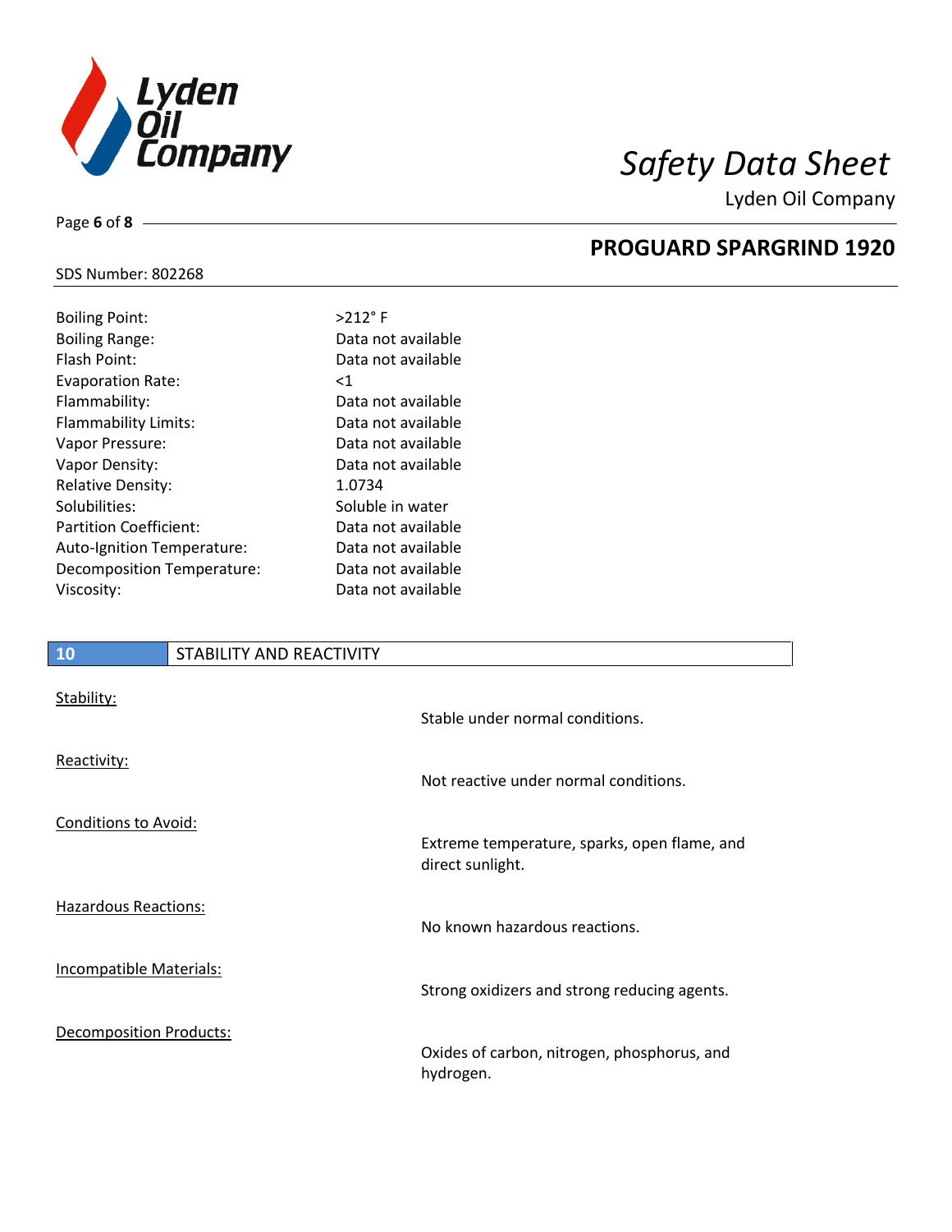| | |
|---|---|
| Boiling Point: | >212° F |
| Boiling Range: | Data not available |
| Flash Point: | Data not available |
| Evaporation Rate: | <1 |
| Flammability: | Data not available |
| Flammability Limits: | Data not available |
| Vapor Pressure: | Data not available |
| Vapor Density: | Data not available |
| Relative Density: | 1.0734 |
| Solubilities: | Soluble in water |
| Partition Coefficient: | Data not available |
| Auto-Ignition Temperature: | Data not available |
| Decomposition Temperature: | Data not available |
| Viscosity: | Data not available |

## 10 STABILITY AND REACTIVITY

Stability:

Stable under normal conditions.

Reactivity:

Not reactive under normal conditions.

Conditions to Avoid:

Extreme temperature, sparks, open flame, and direct sunlight.

Hazardous Reactions:

No known hazardous reactions.

Incompatible Materials:

Strong oxidizers and strong reducing agents.

Decomposition Products:

Oxides of carbon, nitrogen, phosphorus, and hydrogen.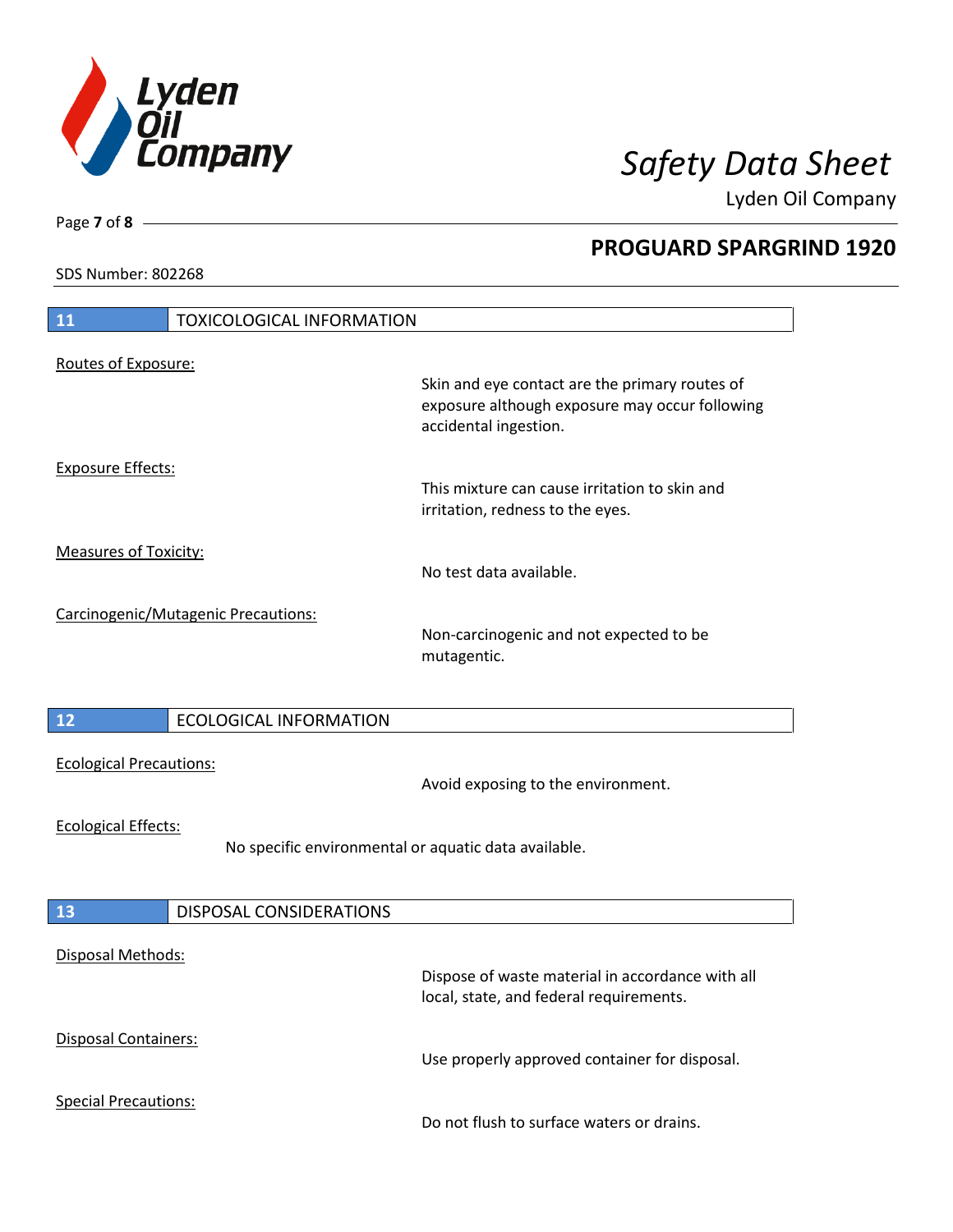## 11 TOXICOLOGICAL INFORMATION

Routes of Exposure:

Skin and eye contact are the primary routes of exposure although exposure may occur following accidental ingestion.

Exposure Effects:

This mixture can cause irritation to skin and irritation, redness to the eyes.

Measures of Toxicity:

No test data available.

Carcinogenic/Mutagenic Precautions:

Non-carcinogenic and not expected to be mutagentic.

## 12 ECOLOGICAL INFORMATION

Ecological Precautions:

Avoid exposing to the environment.

Ecological Effects:

No specific environmental or aquatic data available.

## 13 DISPOSAL CONSIDERATIONS

Disposal Methods:

Dispose of waste material in accordance with all local, state, and federal requirements.

Disposal Containers:

Use properly approved container for disposal.

Special Precautions:

Do not flush to surface waters or drains.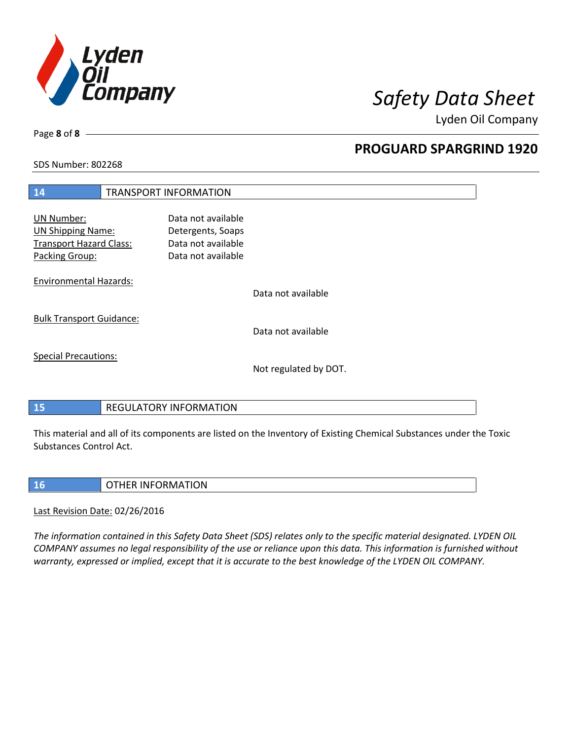## 14 TRANSPORT INFORMATION

| | |
|---|---|
| UN Number: | Data not available |
| UN Shipping Name: | Detergents, Soaps |
| Transport Hazard Class: | Data not available |
| Packing Group: | Data not available |

Environmental Hazards:

Data not available

Bulk Transport Guidance:

Data not available

Special Precautions:

Not regulated by DOT.

## 15 REGULATORY INFORMATION

This material and all of its components are listed on the Inventory of Existing Chemical Substances under the Toxic Substances Control Act.

## 16 OTHER INFORMATION

Last Revision Date: 02/26/2016

*The information contained in this Safety Data Sheet (SDS) relates only to the specific material designated. LYDEN OIL COMPANY assumes no legal responsibility of the use or reliance upon this data. This information is furnished without warranty, expressed or implied, except that it is accurate to the best knowledge of the LYDEN OIL COMPANY.*